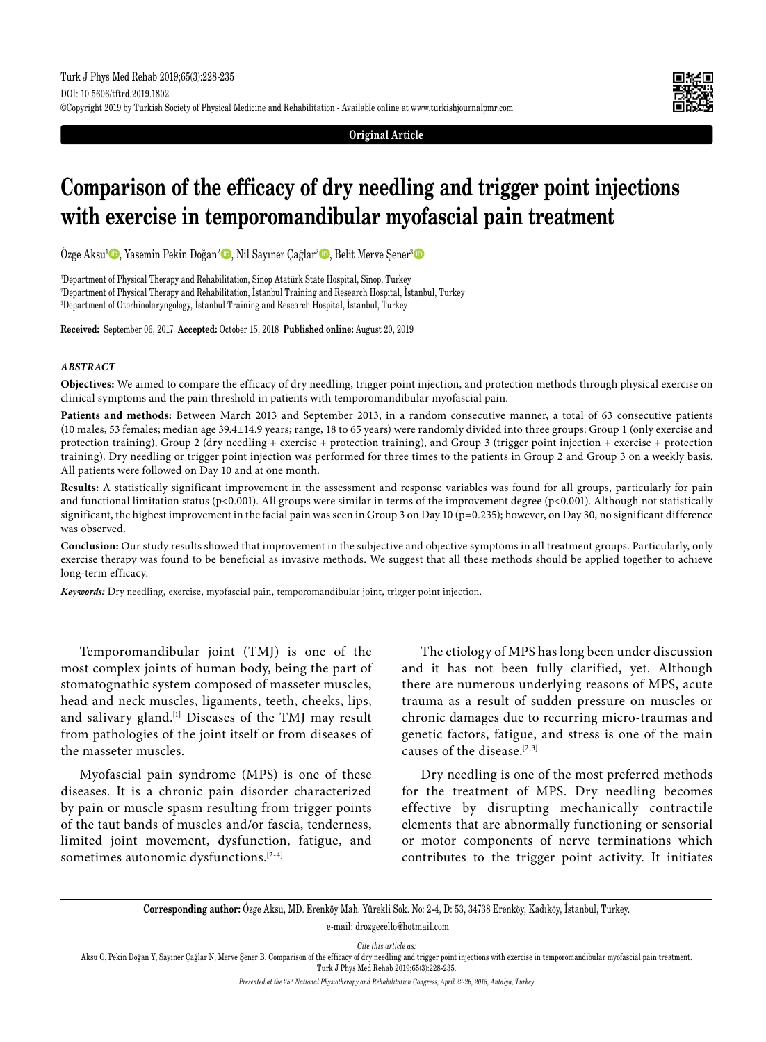Original Article

# Comparison of the efficacy of dry needling and trigger point injections with exercise in temporomandibular myofascial pain treatment

Özge Aksu[1], Yasemin Pekin Doğan[2], Nil Sayıner Çağlar[2], Belit Merve Şener[3]

[1]Department of Physical Therapy and Rehabilitation, Sinop Atatürk State Hospital, Sinop, Turkey
[2]Department of Physical Therapy and Rehabilitation, İstanbul Training and Research Hospital, İstanbul, Turkey
[3]Department of Otorhinolaryngology, İstanbul Training and Research Hospital, İstanbul, Turkey

**Received:** September 06, 2017 **Accepted:** October 15, 2018 **Published online:** August 20, 2019

### *ABSTRACT*

**Objectives:** We aimed to compare the efficacy of dry needling, trigger point injection, and protection methods through physical exercise on clinical symptoms and the pain threshold in patients with temporomandibular myofascial pain.

**Patients and methods:** Between March 2013 and September 2013, in a random consecutive manner, a total of 63 consecutive patients (10 males, 53 females; median age 39.4±14.9 years; range, 18 to 65 years) were randomly divided into three groups: Group 1 (only exercise and protection training), Group 2 (dry needling + exercise + protection training), and Group 3 (trigger point injection + exercise + protection training). Dry needling or trigger point injection was performed for three times to the patients in Group 2 and Group 3 on a weekly basis. All patients were followed on Day 10 and at one month.

**Results:** A statistically significant improvement in the assessment and response variables was found for all groups, particularly for pain and functional limitation status ($p<0.001$). All groups were similar in terms of the improvement degree ($p<0.001$). Although not statistically significant, the highest improvement in the facial pain was seen in Group 3 on Day 10 ($p=0.235$); however, on Day 30, no significant difference was observed.

**Conclusion:** Our study results showed that improvement in the subjective and objective symptoms in all treatment groups. Particularly, only exercise therapy was found to be beneficial as invasive methods. We suggest that all these methods should be applied together to achieve long-term efficacy.

***Keywords:*** Dry needling, exercise, myofascial pain, temporomandibular joint, trigger point injection.

Temporomandibular joint (TMJ) is one of the most complex joints of human body, being the part of stomatognathic system composed of masseter muscles, head and neck muscles, ligaments, teeth, cheeks, lips, and salivary gland.[1] Diseases of the TMJ may result from pathologies of the joint itself or from diseases of the masseter muscles.

Myofascial pain syndrome (MPS) is one of these diseases. It is a chronic pain disorder characterized by pain or muscle spasm resulting from trigger points of the taut bands of muscles and/or fascia, tenderness, limited joint movement, dysfunction, fatigue, and sometimes autonomic dysfunctions.[2-4]

The etiology of MPS has long been under discussion and it has not been fully clarified, yet. Although there are numerous underlying reasons of MPS, acute trauma as a result of sudden pressure on muscles or chronic damages due to recurring micro-traumas and genetic factors, fatigue, and stress is one of the main causes of the disease.[2,3]

Dry needling is one of the most preferred methods for the treatment of MPS. Dry needling becomes effective by disrupting mechanically contractile elements that are abnormally functioning or sensorial or motor components of nerve terminations which contributes to the trigger point activity. It initiates

**Corresponding author:** Özge Aksu, MD. Erenköy Mah. Yürekli Sok. No: 2-4, D: 53, 34738 Erenköy, Kadıköy, İstanbul, Turkey.
e-mail: drozgecello@hotmail.com

*Cite this article as:*
Aksu Ö, Pekin Doğan Y, Sayıner Çağlar N, Merve Şener B. Comparison of the efficacy of dry needling and trigger point injections with exercise in temporomandibular myofascial pain treatment. Turk J Phys Med Rehab 2019;65(3):228-235.

*Presented at the 25th National Physiotherapy and Rehabilitation Congress, April 22-26, 2015, Antalya, Turkey*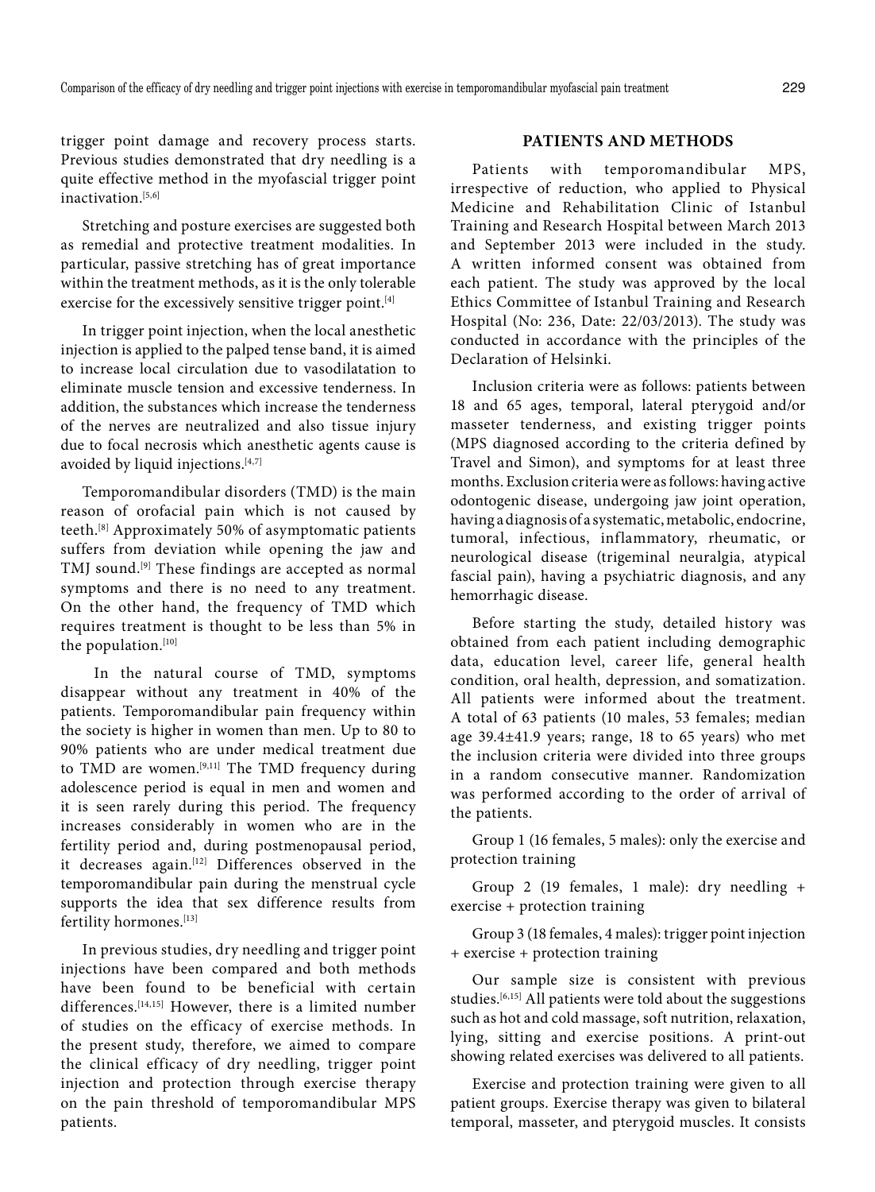trigger point damage and recovery process starts. Previous studies demonstrated that dry needling is a quite effective method in the myofascial trigger point inactivation.[5,6]

Stretching and posture exercises are suggested both as remedial and protective treatment modalities. In particular, passive stretching has of great importance within the treatment methods, as it is the only tolerable exercise for the excessively sensitive trigger point.[4]

In trigger point injection, when the local anesthetic injection is applied to the palped tense band, it is aimed to increase local circulation due to vasodilatation to eliminate muscle tension and excessive tenderness. In addition, the substances which increase the tenderness of the nerves are neutralized and also tissue injury due to focal necrosis which anesthetic agents cause is avoided by liquid injections.[4,7]

Temporomandibular disorders (TMD) is the main reason of orofacial pain which is not caused by teeth.[8] Approximately 50% of asymptomatic patients suffers from deviation while opening the jaw and TMJ sound.[9] These findings are accepted as normal symptoms and there is no need to any treatment. On the other hand, the frequency of TMD which requires treatment is thought to be less than 5% in the population.[10]

In the natural course of TMD, symptoms disappear without any treatment in 40% of the patients. Temporomandibular pain frequency within the society is higher in women than men. Up to 80 to 90% patients who are under medical treatment due to TMD are women.[9,11] The TMD frequency during adolescence period is equal in men and women and it is seen rarely during this period. The frequency increases considerably in women who are in the fertility period and, during postmenopausal period, it decreases again.[12] Differences observed in the temporomandibular pain during the menstrual cycle supports the idea that sex difference results from fertility hormones.[13]

In previous studies, dry needling and trigger point injections have been compared and both methods have been found to be beneficial with certain differences.[14,15] However, there is a limited number of studies on the efficacy of exercise methods. In the present study, therefore, we aimed to compare the clinical efficacy of dry needling, trigger point injection and protection through exercise therapy on the pain threshold of temporomandibular MPS patients.

## PATIENTS AND METHODS

Patients with temporomandibular MPS, irrespective of reduction, who applied to Physical Medicine and Rehabilitation Clinic of Istanbul Training and Research Hospital between March 2013 and September 2013 were included in the study. A written informed consent was obtained from each patient. The study was approved by the local Ethics Committee of Istanbul Training and Research Hospital (No: 236, Date: 22/03/2013). The study was conducted in accordance with the principles of the Declaration of Helsinki.

Inclusion criteria were as follows: patients between 18 and 65 ages, temporal, lateral pterygoid and/or masseter tenderness, and existing trigger points (MPS diagnosed according to the criteria defined by Travel and Simon), and symptoms for at least three months. Exclusion criteria were as follows: having active odontogenic disease, undergoing jaw joint operation, having a diagnosis of a systematic, metabolic, endocrine, tumoral, infectious, inflammatory, rheumatic, or neurological disease (trigeminal neuralgia, atypical fascial pain), having a psychiatric diagnosis, and any hemorrhagic disease.

Before starting the study, detailed history was obtained from each patient including demographic data, education level, career life, general health condition, oral health, depression, and somatization. All patients were informed about the treatment. A total of 63 patients (10 males, 53 females; median age 39.4±41.9 years; range, 18 to 65 years) who met the inclusion criteria were divided into three groups in a random consecutive manner. Randomization was performed according to the order of arrival of the patients.

Group 1 (16 females, 5 males): only the exercise and protection training

Group 2 (19 females, 1 male): dry needling + exercise + protection training

Group 3 (18 females, 4 males): trigger point injection + exercise + protection training

Our sample size is consistent with previous studies.[6,15] All patients were told about the suggestions such as hot and cold massage, soft nutrition, relaxation, lying, sitting and exercise positions. A print-out showing related exercises was delivered to all patients.

Exercise and protection training were given to all patient groups. Exercise therapy was given to bilateral temporal, masseter, and pterygoid muscles. It consists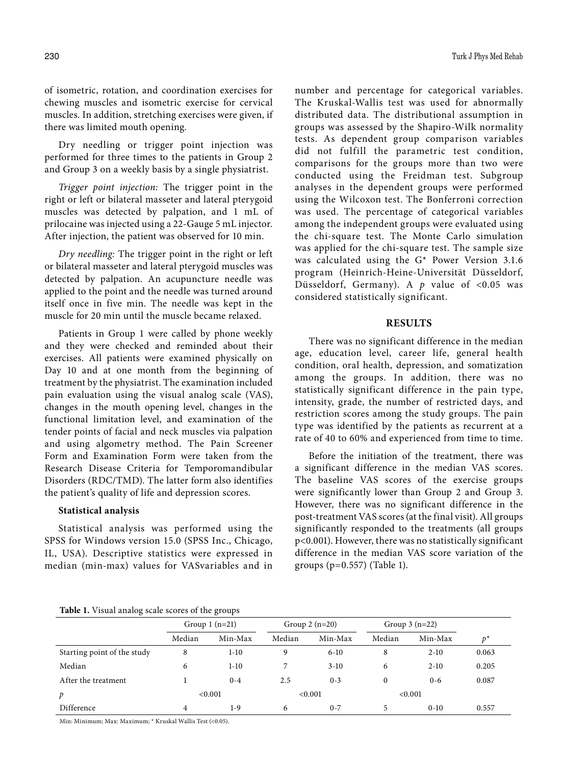of isometric, rotation, and coordination exercises for chewing muscles and isometric exercise for cervical muscles. In addition, stretching exercises were given, if there was limited mouth opening.

Dry needling or trigger point injection was performed for three times to the patients in Group 2 and Group 3 on a weekly basis by a single physiatrist.

*Trigger point injection:* The trigger point in the right or left or bilateral masseter and lateral pterygoid muscles was detected by palpation, and 1 mL of prilocaine was injected using a 22-Gauge 5 mL injector. After injection, the patient was observed for 10 min.

*Dry needling:* The trigger point in the right or left or bilateral masseter and lateral pterygoid muscles was detected by palpation. An acupuncture needle was applied to the point and the needle was turned around itself once in five min. The needle was kept in the muscle for 20 min until the muscle became relaxed.

Patients in Group 1 were called by phone weekly and they were checked and reminded about their exercises. All patients were examined physically on Day 10 and at one month from the beginning of treatment by the physiatrist. The examination included pain evaluation using the visual analog scale (VAS), changes in the mouth opening level, changes in the functional limitation level, and examination of the tender points of facial and neck muscles via palpation and using algometry method. The Pain Screener Form and Examination Form were taken from the Research Disease Criteria for Temporomandibular Disorders (RDC/TMD). The latter form also identifies the patient's quality of life and depression scores.

### Statistical analysis

Statistical analysis was performed using the SPSS for Windows version 15.0 (SPSS Inc., Chicago, IL, USA). Descriptive statistics were expressed in median (min-max) values for VASvariables and in number and percentage for categorical variables. The Kruskal-Wallis test was used for abnormally distributed data. The distributional assumption in groups was assessed by the Shapiro-Wilk normality tests. As dependent group comparison variables did not fulfill the parametric test condition, comparisons for the groups more than two were conducted using the Freidman test. Subgroup analyses in the dependent groups were performed using the Wilcoxon test. The Bonferroni correction was used. The percentage of categorical variables among the independent groups were evaluated using the chi-square test. The Monte Carlo simulation was applied for the chi-square test. The sample size was calculated using the G* Power Version 3.1.6 program (Heinrich-Heine-Universität Düsseldorf, Düsseldorf, Germany). A $p$ value of <0.05 was considered statistically significant.

## RESULTS

There was no significant difference in the median age, education level, career life, general health condition, oral health, depression, and somatization among the groups. In addition, there was no statistically significant difference in the pain type, intensity, grade, the number of restricted days, and restriction scores among the study groups. The pain type was identified by the patients as recurrent at a rate of 40 to 60% and experienced from time to time.

Before the initiation of the treatment, there was a significant difference in the median VAS scores. The baseline VAS scores of the exercise groups were significantly lower than Group 2 and Group 3. However, there was no significant difference in the post-treatment VAS scores (at the final visit). All groups significantly responded to the treatments (all groups p<0.001). However, there was no statistically significant difference in the median VAS score variation of the groups (p=0.557) (Table 1).

**Table 1.** Visual analog scale scores of the groups

| | Group 1 (n=21) | | Group 2 (n=20) | | Group 3 (n=22) | | |
|---|---|---|---|---|---|---|---|
| | Median | Min-Max | Median | Min-Max | Median | Min-Max | $p$* |
| Starting point of the study | 8 | 1-10 | 9 | 6-10 | 8 | 2-10 | 0.063 |
| Median | 6 | 1-10 | 7 | 3-10 | 6 | 2-10 | 0.205 |
| After the treatment | 1 | 0-4 | 2.5 | 0-3 | 0 | 0-6 | 0.087 |
| $p$ | <0.001 | | <0.001 | | <0.001 | | |
| Difference | 4 | 1-9 | 6 | 0-7 | 5 | 0-10 | 0.557 |

Min: Minimum; Max: Maximum; * Kruskal Wallis Test (<0.05).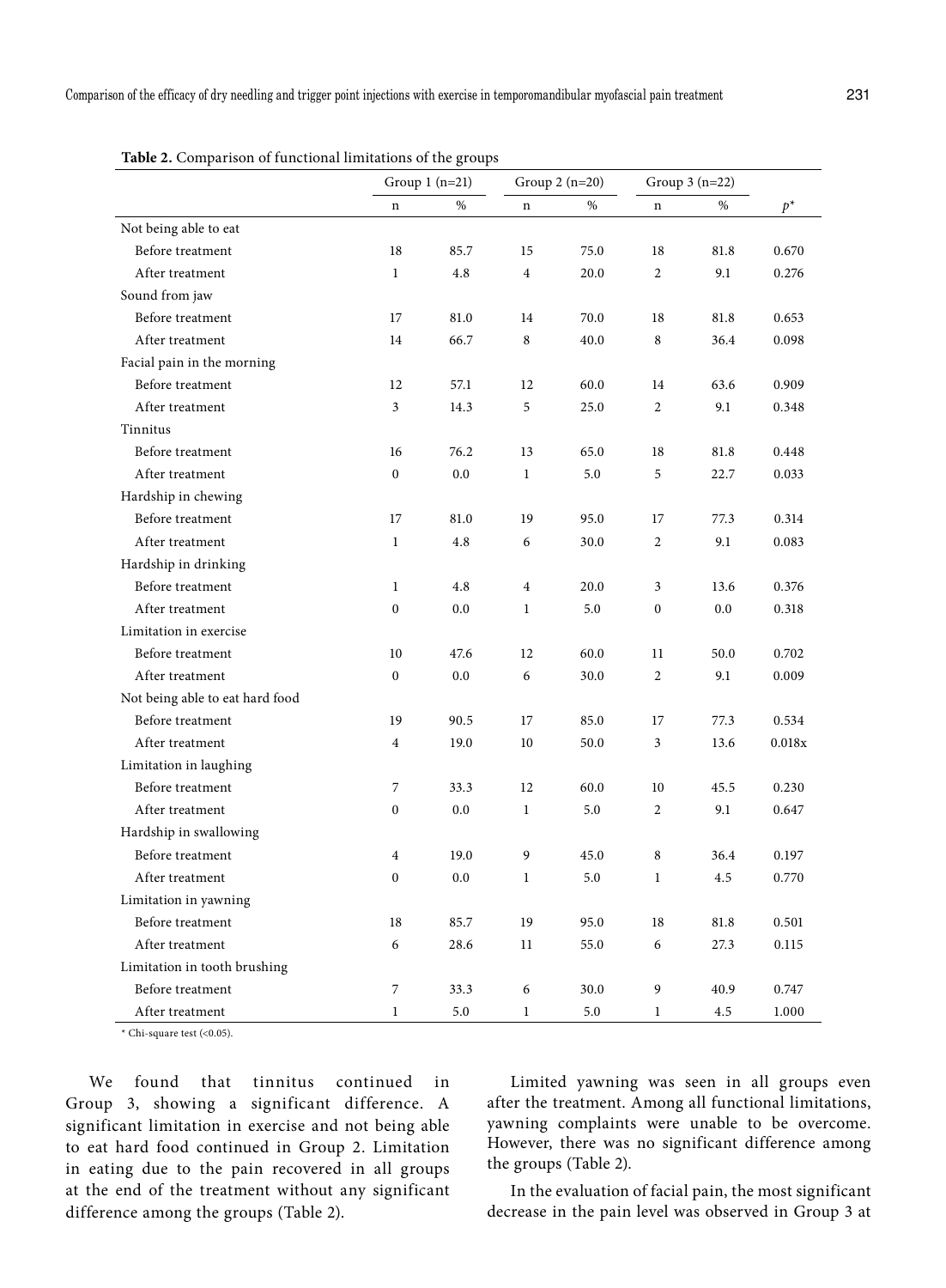**Table 2.** Comparison of functional limitations of the groups

| | Group 1 (n=21) | | Group 2 (n=20) | | Group 3 (n=22) | | |
|---|---|---|---|---|---|---|---|
| | n | % | n | % | n | % | $p^*$ |
| Not being able to eat | | | | | | | |
| Before treatment | 18 | 85.7 | 15 | 75.0 | 18 | 81.8 | 0.670 |
| After treatment | 1 | 4.8 | 4 | 20.0 | 2 | 9.1 | 0.276 |
| Sound from jaw | | | | | | | |
| Before treatment | 17 | 81.0 | 14 | 70.0 | 18 | 81.8 | 0.653 |
| After treatment | 14 | 66.7 | 8 | 40.0 | 8 | 36.4 | 0.098 |
| Facial pain in the morning | | | | | | | |
| Before treatment | 12 | 57.1 | 12 | 60.0 | 14 | 63.6 | 0.909 |
| After treatment | 3 | 14.3 | 5 | 25.0 | 2 | 9.1 | 0.348 |
| Tinnitus | | | | | | | |
| Before treatment | 16 | 76.2 | 13 | 65.0 | 18 | 81.8 | 0.448 |
| After treatment | 0 | 0.0 | 1 | 5.0 | 5 | 22.7 | 0.033 |
| Hardship in chewing | | | | | | | |
| Before treatment | 17 | 81.0 | 19 | 95.0 | 17 | 77.3 | 0.314 |
| After treatment | 1 | 4.8 | 6 | 30.0 | 2 | 9.1 | 0.083 |
| Hardship in drinking | | | | | | | |
| Before treatment | 1 | 4.8 | 4 | 20.0 | 3 | 13.6 | 0.376 |
| After treatment | 0 | 0.0 | 1 | 5.0 | 0 | 0.0 | 0.318 |
| Limitation in exercise | | | | | | | |
| Before treatment | 10 | 47.6 | 12 | 60.0 | 11 | 50.0 | 0.702 |
| After treatment | 0 | 0.0 | 6 | 30.0 | 2 | 9.1 | 0.009 |
| Not being able to eat hard food | | | | | | | |
| Before treatment | 19 | 90.5 | 17 | 85.0 | 17 | 77.3 | 0.534 |
| After treatment | 4 | 19.0 | 10 | 50.0 | 3 | 13.6 | 0.018x |
| Limitation in laughing | | | | | | | |
| Before treatment | 7 | 33.3 | 12 | 60.0 | 10 | 45.5 | 0.230 |
| After treatment | 0 | 0.0 | 1 | 5.0 | 2 | 9.1 | 0.647 |
| Hardship in swallowing | | | | | | | |
| Before treatment | 4 | 19.0 | 9 | 45.0 | 8 | 36.4 | 0.197 |
| After treatment | 0 | 0.0 | 1 | 5.0 | 1 | 4.5 | 0.770 |
| Limitation in yawning | | | | | | | |
| Before treatment | 18 | 85.7 | 19 | 95.0 | 18 | 81.8 | 0.501 |
| After treatment | 6 | 28.6 | 11 | 55.0 | 6 | 27.3 | 0.115 |
| Limitation in tooth brushing | | | | | | | |
| Before treatment | 7 | 33.3 | 6 | 30.0 | 9 | 40.9 | 0.747 |
| After treatment | 1 | 5.0 | 1 | 5.0 | 1 | 4.5 | 1.000 |

\* Chi-square test (<0.05).

We found that tinnitus continued in Group 3, showing a significant difference. A significant limitation in exercise and not being able to eat hard food continued in Group 2. Limitation in eating due to the pain recovered in all groups at the end of the treatment without any significant difference among the groups (Table 2).

Limited yawning was seen in all groups even after the treatment. Among all functional limitations, yawning complaints were unable to be overcome. However, there was no significant difference among the groups (Table 2).

In the evaluation of facial pain, the most significant decrease in the pain level was observed in Group 3 at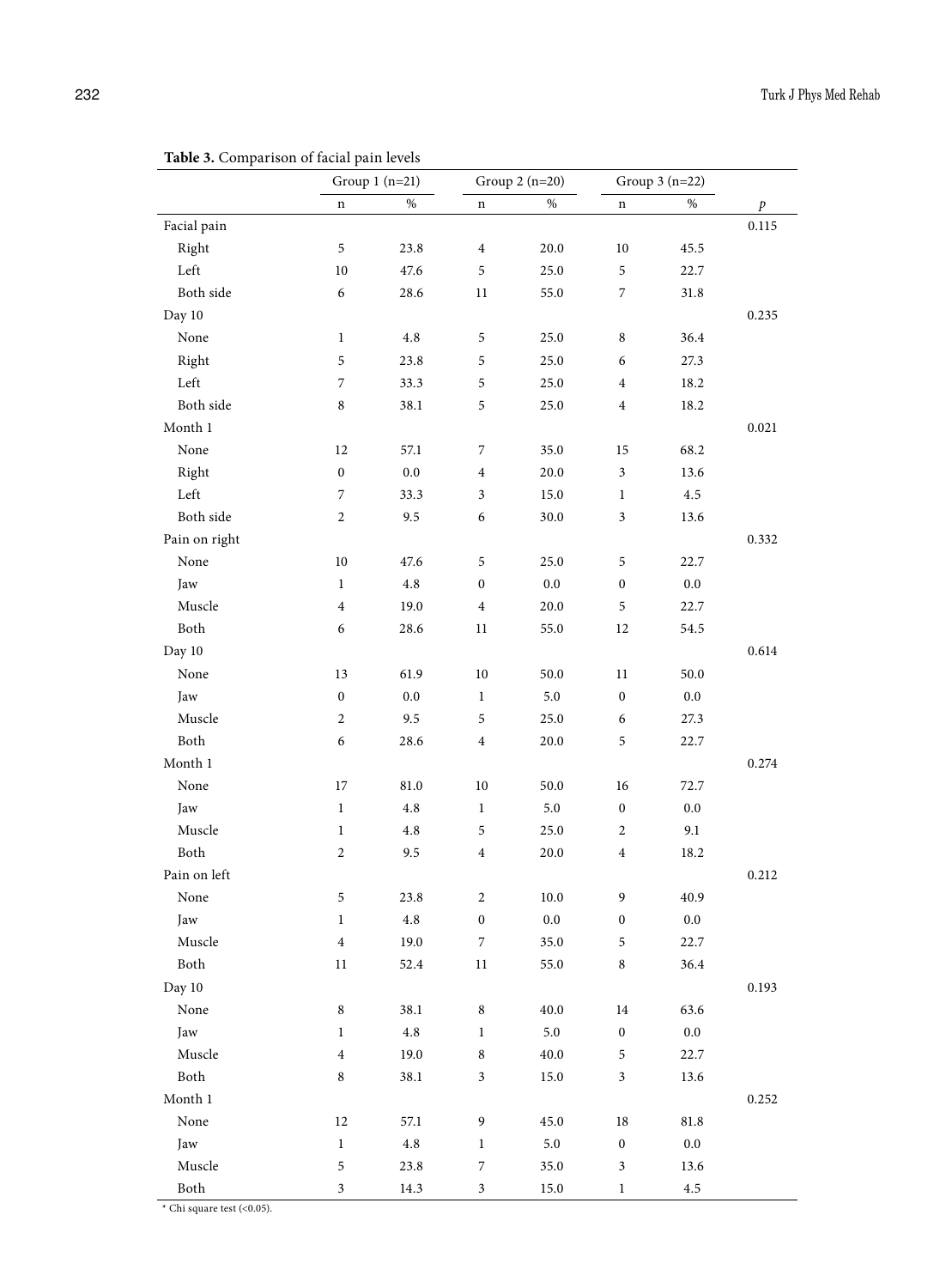**Table 3.** Comparison of facial pain levels

| | Group 1 (n=21) | | Group 2 (n=20) | | Group 3 (n=22) | | |
|---|---|---|---|---|---|---|---|
| | n | % | n | % | n | % | *p* |
| Facial pain | | | | | | | 0.115 |
| Right | 5 | 23.8 | 4 | 20.0 | 10 | 45.5 | |
| Left | 10 | 47.6 | 5 | 25.0 | 5 | 22.7 | |
| Both side | 6 | 28.6 | 11 | 55.0 | 7 | 31.8 | |
| Day 10 | | | | | | | 0.235 |
| None | 1 | 4.8 | 5 | 25.0 | 8 | 36.4 | |
| Right | 5 | 23.8 | 5 | 25.0 | 6 | 27.3 | |
| Left | 7 | 33.3 | 5 | 25.0 | 4 | 18.2 | |
| Both side | 8 | 38.1 | 5 | 25.0 | 4 | 18.2 | |
| Month 1 | | | | | | | 0.021 |
| None | 12 | 57.1 | 7 | 35.0 | 15 | 68.2 | |
| Right | 0 | 0.0 | 4 | 20.0 | 3 | 13.6 | |
| Left | 7 | 33.3 | 3 | 15.0 | 1 | 4.5 | |
| Both side | 2 | 9.5 | 6 | 30.0 | 3 | 13.6 | |
| Pain on right | | | | | | | 0.332 |
| None | 10 | 47.6 | 5 | 25.0 | 5 | 22.7 | |
| Jaw | 1 | 4.8 | 0 | 0.0 | 0 | 0.0 | |
| Muscle | 4 | 19.0 | 4 | 20.0 | 5 | 22.7 | |
| Both | 6 | 28.6 | 11 | 55.0 | 12 | 54.5 | |
| Day 10 | | | | | | | 0.614 |
| None | 13 | 61.9 | 10 | 50.0 | 11 | 50.0 | |
| Jaw | 0 | 0.0 | 1 | 5.0 | 0 | 0.0 | |
| Muscle | 2 | 9.5 | 5 | 25.0 | 6 | 27.3 | |
| Both | 6 | 28.6 | 4 | 20.0 | 5 | 22.7 | |
| Month 1 | | | | | | | 0.274 |
| None | 17 | 81.0 | 10 | 50.0 | 16 | 72.7 | |
| Jaw | 1 | 4.8 | 1 | 5.0 | 0 | 0.0 | |
| Muscle | 1 | 4.8 | 5 | 25.0 | 2 | 9.1 | |
| Both | 2 | 9.5 | 4 | 20.0 | 4 | 18.2 | |
| Pain on left | | | | | | | 0.212 |
| None | 5 | 23.8 | 2 | 10.0 | 9 | 40.9 | |
| Jaw | 1 | 4.8 | 0 | 0.0 | 0 | 0.0 | |
| Muscle | 4 | 19.0 | 7 | 35.0 | 5 | 22.7 | |
| Both | 11 | 52.4 | 11 | 55.0 | 8 | 36.4 | |
| Day 10 | | | | | | | 0.193 |
| None | 8 | 38.1 | 8 | 40.0 | 14 | 63.6 | |
| Jaw | 1 | 4.8 | 1 | 5.0 | 0 | 0.0 | |
| Muscle | 4 | 19.0 | 8 | 40.0 | 5 | 22.7 | |
| Both | 8 | 38.1 | 3 | 15.0 | 3 | 13.6 | |
| Month 1 | | | | | | | 0.252 |
| None | 12 | 57.1 | 9 | 45.0 | 18 | 81.8 | |
| Jaw | 1 | 4.8 | 1 | 5.0 | 0 | 0.0 | |
| Muscle | 5 | 23.8 | 7 | 35.0 | 3 | 13.6 | |
| Both | 3 | 14.3 | 3 | 15.0 | 1 | 4.5 | |

\* Chi square test (<0.05).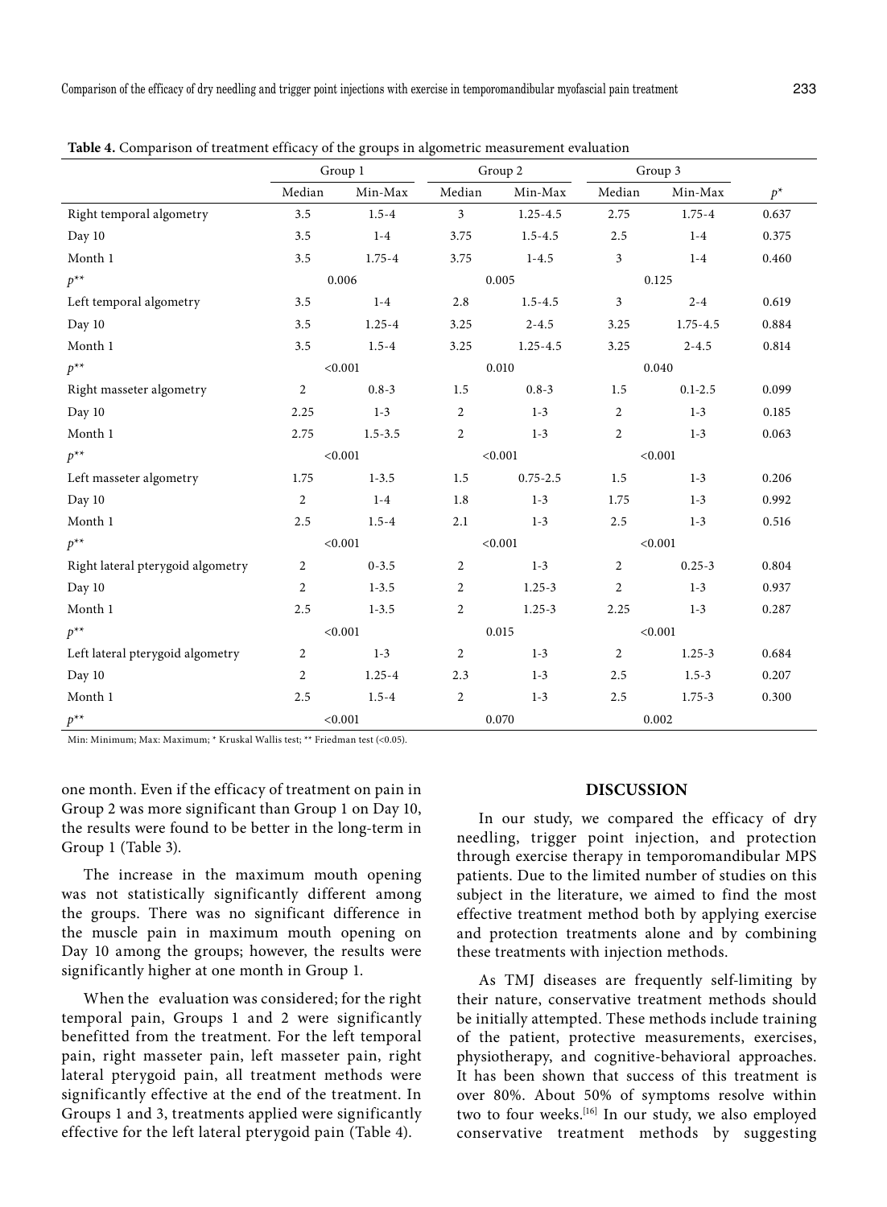**Table 4.** Comparison of treatment efficacy of the groups in algometric measurement evaluation

| | Group 1 | | Group 2 | | Group 3 | | |
|---|---|---|---|---|---|---|---|
| | Median | Min-Max | Median | Min-Max | Median | Min-Max | $p^{*}$ |
| Right temporal algometry | 3.5 | 1.5-4 | 3 | 1.25-4.5 | 2.75 | 1.75-4 | 0.637 |
| Day 10 | 3.5 | 1-4 | 3.75 | 1.5-4.5 | 2.5 | 1-4 | 0.375 |
| Month 1 | 3.5 | 1.75-4 | 3.75 | 1-4.5 | 3 | 1-4 | 0.460 |
| $p^{**}$ | 0.006 | | 0.005 | | 0.125 | | |
| Left temporal algometry | 3.5 | 1-4 | 2.8 | 1.5-4.5 | 3 | 2-4 | 0.619 |
| Day 10 | 3.5 | 1.25-4 | 3.25 | 2-4.5 | 3.25 | 1.75-4.5 | 0.884 |
| Month 1 | 3.5 | 1.5-4 | 3.25 | 1.25-4.5 | 3.25 | 2-4.5 | 0.814 |
| $p^{**}$ | <0.001 | | 0.010 | | 0.040 | | |
| Right masseter algometry | 2 | 0.8-3 | 1.5 | 0.8-3 | 1.5 | 0.1-2.5 | 0.099 |
| Day 10 | 2.25 | 1-3 | 2 | 1-3 | 2 | 1-3 | 0.185 |
| Month 1 | 2.75 | 1.5-3.5 | 2 | 1-3 | 2 | 1-3 | 0.063 |
| $p^{**}$ | <0.001 | | <0.001 | | <0.001 | | |
| Left masseter algometry | 1.75 | 1-3.5 | 1.5 | 0.75-2.5 | 1.5 | 1-3 | 0.206 |
| Day 10 | 2 | 1-4 | 1.8 | 1-3 | 1.75 | 1-3 | 0.992 |
| Month 1 | 2.5 | 1.5-4 | 2.1 | 1-3 | 2.5 | 1-3 | 0.516 |
| $p^{**}$ | <0.001 | | <0.001 | | <0.001 | | |
| Right lateral pterygoid algometry | 2 | 0-3.5 | 2 | 1-3 | 2 | 0.25-3 | 0.804 |
| Day 10 | 2 | 1-3.5 | 2 | 1.25-3 | 2 | 1-3 | 0.937 |
| Month 1 | 2.5 | 1-3.5 | 2 | 1.25-3 | 2.25 | 1-3 | 0.287 |
| $p^{**}$ | <0.001 | | 0.015 | | <0.001 | | |
| Left lateral pterygoid algometry | 2 | 1-3 | 2 | 1-3 | 2 | 1.25-3 | 0.684 |
| Day 10 | 2 | 1.25-4 | 2.3 | 1-3 | 2.5 | 1.5-3 | 0.207 |
| Month 1 | 2.5 | 1.5-4 | 2 | 1-3 | 2.5 | 1.75-3 | 0.300 |
| $p^{**}$ | <0.001 | | 0.070 | | 0.002 | | |

Min: Minimum; Max: Maximum; * Kruskal Wallis test; ** Friedman test (<0.05).

one month. Even if the efficacy of treatment on pain in Group 2 was more significant than Group 1 on Day 10, the results were found to be better in the long-term in Group 1 (Table 3).

The increase in the maximum mouth opening was not statistically significantly different among the groups. There was no significant difference in the muscle pain in maximum mouth opening on Day 10 among the groups; however, the results were significantly higher at one month in Group 1.

When the evaluation was considered; for the right temporal pain, Groups 1 and 2 were significantly benefitted from the treatment. For the left temporal pain, right masseter pain, left masseter pain, right lateral pterygoid pain, all treatment methods were significantly effective at the end of the treatment. In Groups 1 and 3, treatments applied were significantly effective for the left lateral pterygoid pain (Table 4).

## DISCUSSION

In our study, we compared the efficacy of dry needling, trigger point injection, and protection through exercise therapy in temporomandibular MPS patients. Due to the limited number of studies on this subject in the literature, we aimed to find the most effective treatment method both by applying exercise and protection treatments alone and by combining these treatments with injection methods.

As TMJ diseases are frequently self-limiting by their nature, conservative treatment methods should be initially attempted. These methods include training of the patient, protective measurements, exercises, physiotherapy, and cognitive-behavioral approaches. It has been shown that success of this treatment is over 80%. About 50% of symptoms resolve within two to four weeks.[16] In our study, we also employed conservative treatment methods by suggesting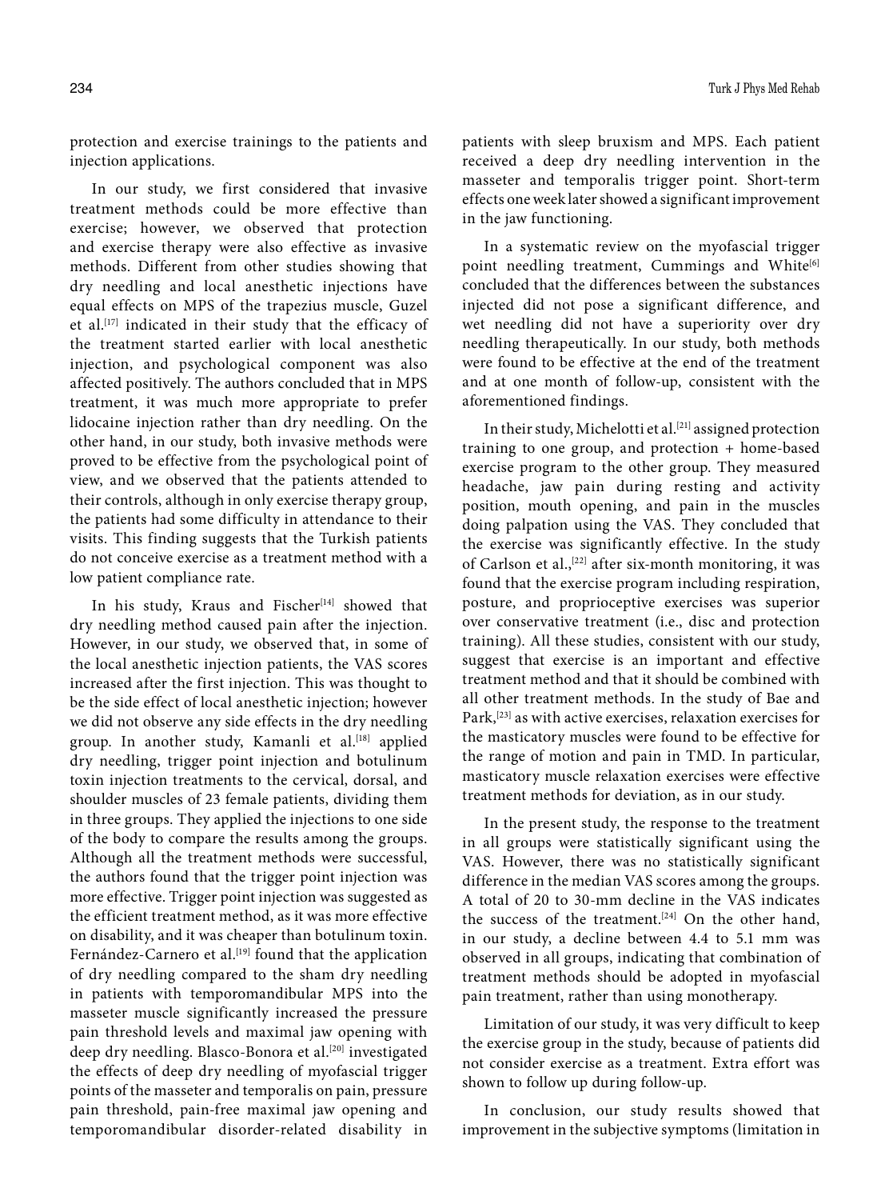protection and exercise trainings to the patients and injection applications.

In our study, we first considered that invasive treatment methods could be more effective than exercise; however, we observed that protection and exercise therapy were also effective as invasive methods. Different from other studies showing that dry needling and local anesthetic injections have equal effects on MPS of the trapezius muscle, Guzel et al.[17] indicated in their study that the efficacy of the treatment started earlier with local anesthetic injection, and psychological component was also affected positively. The authors concluded that in MPS treatment, it was much more appropriate to prefer lidocaine injection rather than dry needling. On the other hand, in our study, both invasive methods were proved to be effective from the psychological point of view, and we observed that the patients attended to their controls, although in only exercise therapy group, the patients had some difficulty in attendance to their visits. This finding suggests that the Turkish patients do not conceive exercise as a treatment method with a low patient compliance rate.

In his study, Kraus and Fischer[14] showed that dry needling method caused pain after the injection. However, in our study, we observed that, in some of the local anesthetic injection patients, the VAS scores increased after the first injection. This was thought to be the side effect of local anesthetic injection; however we did not observe any side effects in the dry needling group. In another study, Kamanli et al.[18] applied dry needling, trigger point injection and botulinum toxin injection treatments to the cervical, dorsal, and shoulder muscles of 23 female patients, dividing them in three groups. They applied the injections to one side of the body to compare the results among the groups. Although all the treatment methods were successful, the authors found that the trigger point injection was more effective. Trigger point injection was suggested as the efficient treatment method, as it was more effective on disability, and it was cheaper than botulinum toxin. Fernández-Carnero et al.[19] found that the application of dry needling compared to the sham dry needling in patients with temporomandibular MPS into the masseter muscle significantly increased the pressure pain threshold levels and maximal jaw opening with deep dry needling. Blasco-Bonora et al.[20] investigated the effects of deep dry needling of myofascial trigger points of the masseter and temporalis on pain, pressure pain threshold, pain-free maximal jaw opening and temporomandibular disorder-related disability in patients with sleep bruxism and MPS. Each patient received a deep dry needling intervention in the masseter and temporalis trigger point. Short-term effects one week later showed a significant improvement in the jaw functioning.

In a systematic review on the myofascial trigger point needling treatment, Cummings and White[6] concluded that the differences between the substances injected did not pose a significant difference, and wet needling did not have a superiority over dry needling therapeutically. In our study, both methods were found to be effective at the end of the treatment and at one month of follow-up, consistent with the aforementioned findings.

In their study, Michelotti et al.[21] assigned protection training to one group, and protection + home-based exercise program to the other group. They measured headache, jaw pain during resting and activity position, mouth opening, and pain in the muscles doing palpation using the VAS. They concluded that the exercise was significantly effective. In the study of Carlson et al.,[22] after six-month monitoring, it was found that the exercise program including respiration, posture, and proprioceptive exercises was superior over conservative treatment (i.e., disc and protection training). All these studies, consistent with our study, suggest that exercise is an important and effective treatment method and that it should be combined with all other treatment methods. In the study of Bae and Park,[23] as with active exercises, relaxation exercises for the masticatory muscles were found to be effective for the range of motion and pain in TMD. In particular, masticatory muscle relaxation exercises were effective treatment methods for deviation, as in our study.

In the present study, the response to the treatment in all groups were statistically significant using the VAS. However, there was no statistically significant difference in the median VAS scores among the groups. A total of 20 to 30-mm decline in the VAS indicates the success of the treatment.[24] On the other hand, in our study, a decline between 4.4 to 5.1 mm was observed in all groups, indicating that combination of treatment methods should be adopted in myofascial pain treatment, rather than using monotherapy.

Limitation of our study, it was very difficult to keep the exercise group in the study, because of patients did not consider exercise as a treatment. Extra effort was shown to follow up during follow-up.

In conclusion, our study results showed that improvement in the subjective symptoms (limitation in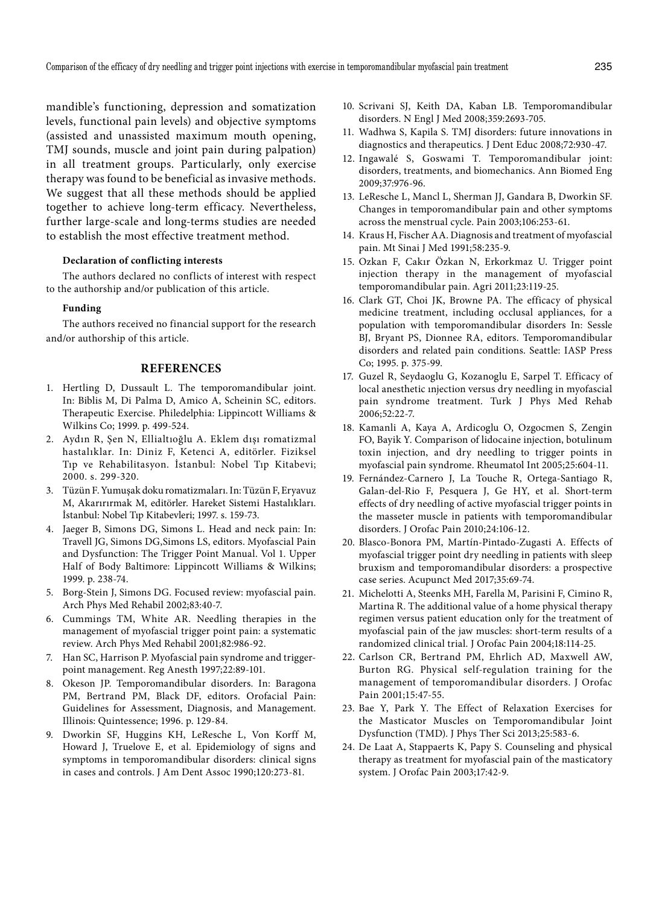mandible's functioning, depression and somatization levels, functional pain levels) and objective symptoms (assisted and unassisted maximum mouth opening, TMJ sounds, muscle and joint pain during palpation) in all treatment groups. Particularly, only exercise therapy was found to be beneficial as invasive methods. We suggest that all these methods should be applied together to achieve long-term efficacy. Nevertheless, further large-scale and long-terms studies are needed to establish the most effective treatment method.

#### Declaration of conflicting interests

The authors declared no conflicts of interest with respect to the authorship and/or publication of this article.

#### Funding

The authors received no financial support for the research and/or authorship of this article.

## REFERENCES

1. Hertling D, Dussault L. The temporomandibular joint. In: Biblis M, Di Palma D, Amico A, Scheinin SC, editors. Therapeutic Exercise. Philedelphia: Lippincott Williams & Wilkins Co; 1999. p. 499-524.
2. Aydın R, Şen N, Ellialtıoğlu A. Eklem dışı romatizmal hastalıklar. In: Diniz F, Ketenci A, editörler. Fiziksel Tıp ve Rehabilitasyon. İstanbul: Nobel Tıp Kitabevi; 2000. s. 299-320.
3. Tüzün F. Yumuşak doku romatizmaları. In: Tüzün F, Eryavuz M, Akarırırmak M, editörler. Hareket Sistemi Hastalıkları. İstanbul: Nobel Tıp Kitabevleri; 1997. s. 159-73.
4. Jaeger B, Simons DG, Simons L. Head and neck pain: In: Travell JG, Simons DG,Simons LS, editors. Myofascial Pain and Dysfunction: The Trigger Point Manual. Vol 1. Upper Half of Body Baltimore: Lippincott Williams & Wilkins; 1999. p. 238-74.
5. Borg-Stein J, Simons DG. Focused review: myofascial pain. Arch Phys Med Rehabil 2002;83:40-7.
6. Cummings TM, White AR. Needling therapies in the management of myofascial trigger point pain: a systematic review. Arch Phys Med Rehabil 2001;82:986-92.
7. Han SC, Harrison P. Myofascial pain syndrome and trigger-point management. Reg Anesth 1997;22:89-101.
8. Okeson JP. Temporomandibular disorders. In: Baragona PM, Bertrand PM, Black DF, editors. Orofacial Pain: Guidelines for Assessment, Diagnosis, and Management. Illinois: Quintessence; 1996. p. 129-84.
9. Dworkin SF, Huggins KH, LeResche L, Von Korff M, Howard J, Truelove E, et al. Epidemiology of signs and symptoms in temporomandibular disorders: clinical signs in cases and controls. J Am Dent Assoc 1990;120:273-81.
10. Scrivani SJ, Keith DA, Kaban LB. Temporomandibular disorders. N Engl J Med 2008;359:2693-705.
11. Wadhwa S, Kapila S. TMJ disorders: future innovations in diagnostics and therapeutics. J Dent Educ 2008;72:930-47.
12. Ingawalé S, Goswami T. Temporomandibular joint: disorders, treatments, and biomechanics. Ann Biomed Eng 2009;37:976-96.
13. LeResche L, Mancl L, Sherman JJ, Gandara B, Dworkin SF. Changes in temporomandibular pain and other symptoms across the menstrual cycle. Pain 2003;106:253-61.
14. Kraus H, Fischer AA. Diagnosis and treatment of myofascial pain. Mt Sinai J Med 1991;58:235-9.
15. Ozkan F, Cakır Özkan N, Erkorkmaz U. Trigger point injection therapy in the management of myofascial temporomandibular pain. Agri 2011;23:119-25.
16. Clark GT, Choi JK, Browne PA. The efficacy of physical medicine treatment, including occlusal appliances, for a population with temporomandibular disorders In: Sessle BJ, Bryant PS, Dionnee RA, editors. Temporomandibular disorders and related pain conditions. Seattle: IASP Press Co; 1995. p. 375-99.
17. Guzel R, Seydaoglu G, Kozanoglu E, Sarpel T. Efficacy of local anesthetic ınjection versus dry needling in myofascial pain syndrome treatment. Turk J Phys Med Rehab 2006;52:22-7.
18. Kamanli A, Kaya A, Ardicoglu O, Ozgocmen S, Zengin FO, Bayik Y. Comparison of lidocaine injection, botulinum toxin injection, and dry needling to trigger points in myofascial pain syndrome. Rheumatol Int 2005;25:604-11.
19. Fernández-Carnero J, La Touche R, Ortega-Santiago R, Galan-del-Rio F, Pesquera J, Ge HY, et al. Short-term effects of dry needling of active myofascial trigger points in the masseter muscle in patients with temporomandibular disorders. J Orofac Pain 2010;24:106-12.
20. Blasco-Bonora PM, Martín-Pintado-Zugasti A. Effects of myofascial trigger point dry needling in patients with sleep bruxism and temporomandibular disorders: a prospective case series. Acupunct Med 2017;35:69-74.
21. Michelotti A, Steenks MH, Farella M, Parisini F, Cimino R, Martina R. The additional value of a home physical therapy regimen versus patient education only for the treatment of myofascial pain of the jaw muscles: short-term results of a randomized clinical trial. J Orofac Pain 2004;18:114-25.
22. Carlson CR, Bertrand PM, Ehrlich AD, Maxwell AW, Burton RG. Physical self-regulation training for the management of temporomandibular disorders. J Orofac Pain 2001;15:47-55.
23. Bae Y, Park Y. The Effect of Relaxation Exercises for the Masticator Muscles on Temporomandibular Joint Dysfunction (TMD). J Phys Ther Sci 2013;25:583-6.
24. De Laat A, Stappaerts K, Papy S. Counseling and physical therapy as treatment for myofascial pain of the masticatory system. J Orofac Pain 2003;17:42-9.